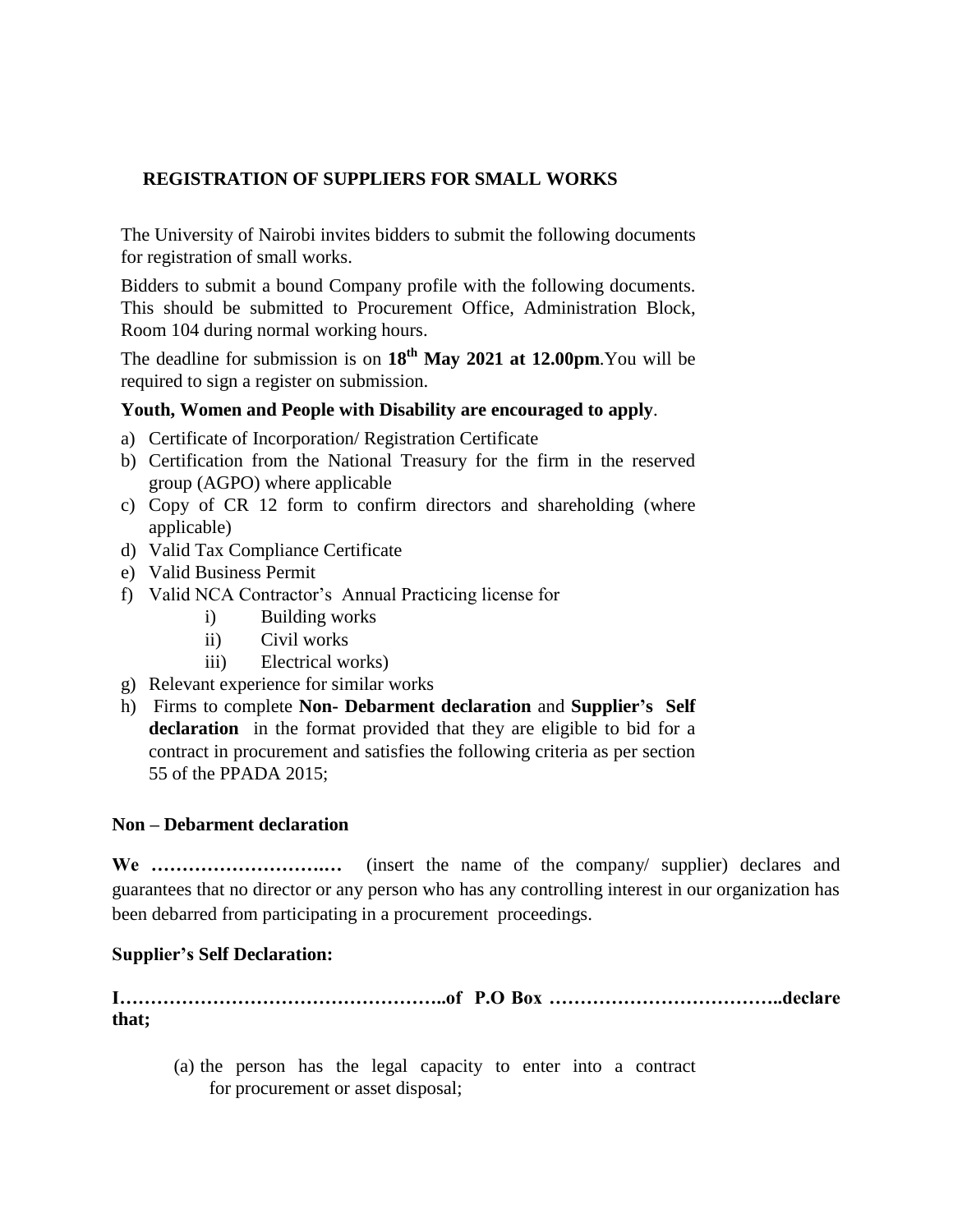## REGISTRATION OF SUPPLIERS FOR SMALL WORKS

The University of Nairobi invites bidders to submit the following documents for registration of small works.

Bidders to submit a bound Company profile with the following documents. This should be submitted to Procurement Office, Administration Block, Room 104 during normal working hours.

The deadline for submission is on **18th May 2021 at 12.00pm**.You will be required to sign a register on submission.

**Youth, Women and People with Disability are encouraged to apply**.

a) Certificate of Incorporation/ Registration Certificate
b) Certification from the National Treasury for the firm in the reserved group (AGPO) where applicable
c) Copy of CR 12 form to confirm directors and shareholding (where applicable)
d) Valid Tax Compliance Certificate
e) Valid Business Permit
f) Valid NCA Contractor's Annual Practicing license for
   i) Building works
   ii) Civil works
   iii) Electrical works)
g) Relevant experience for similar works
h) Firms to complete **Non- Debarment declaration** and **Supplier's Self declaration** in the format provided that they are eligible to bid for a contract in procurement and satisfies the following criteria as per section 55 of the PPADA 2015;

**Non – Debarment declaration**

**We ………………………..…** (insert the name of the company/ supplier) declares and guarantees that no director or any person who has any controlling interest in our organization has been debarred from participating in a procurement proceedings.

**Supplier's Self Declaration:**

**I……………………………………………..of P.O Box ………………………………..declare that;**

(a) the person has the legal capacity to enter into a contract for procurement or asset disposal;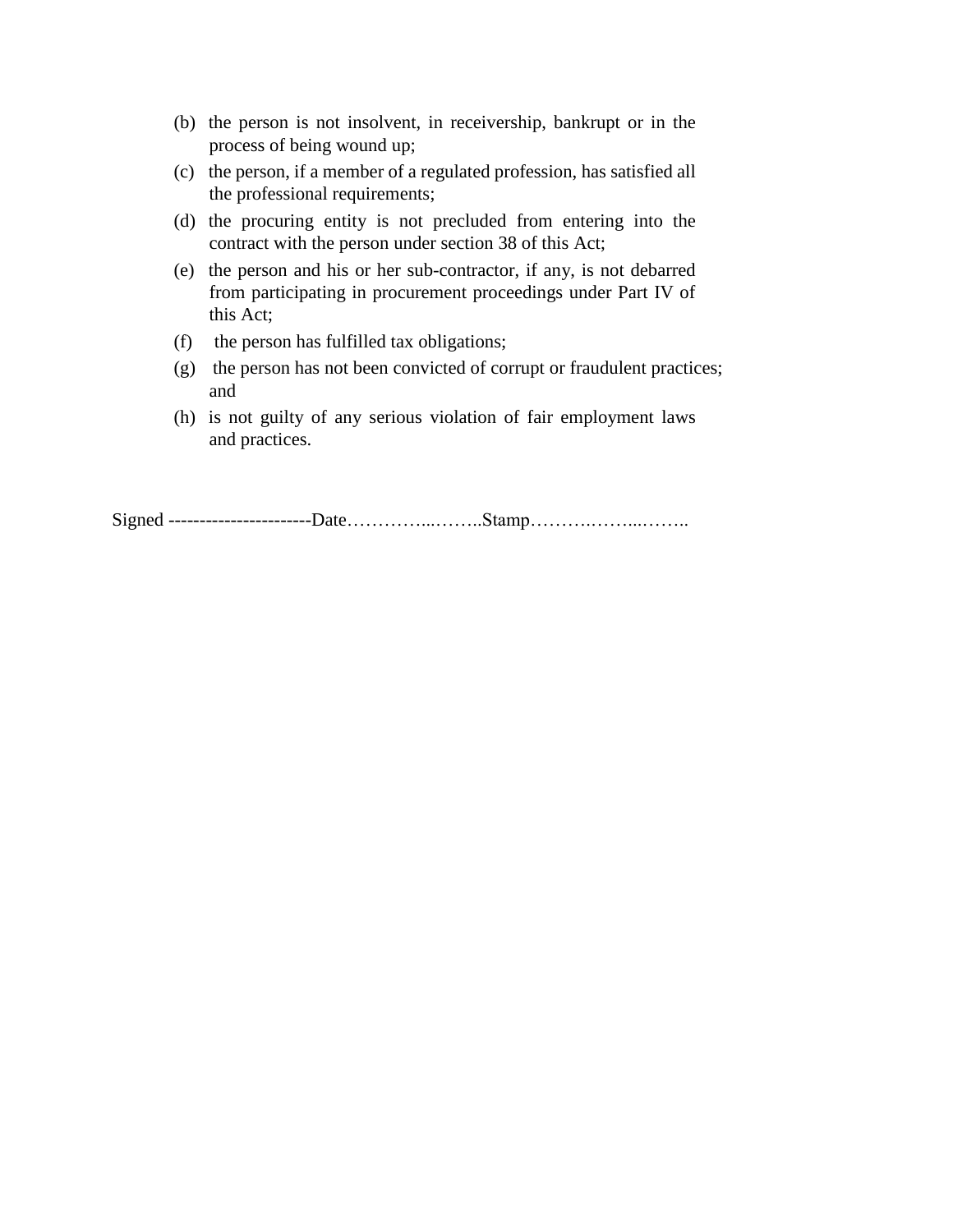(b) the person is not insolvent, in receivership, bankrupt or in the process of being wound up;

(c) the person, if a member of a regulated profession, has satisfied all the professional requirements;

(d) the procuring entity is not precluded from entering into the contract with the person under section 38 of this Act;

(e) the person and his or her sub-contractor, if any, is not debarred from participating in procurement proceedings under Part IV of this Act;

(f) the person has fulfilled tax obligations;

(g) the person has not been convicted of corrupt or fraudulent practices; and

(h) is not guilty of any serious violation of fair employment laws and practices.

Signed -----------------------Date…………...……..Stamp……….……...……..